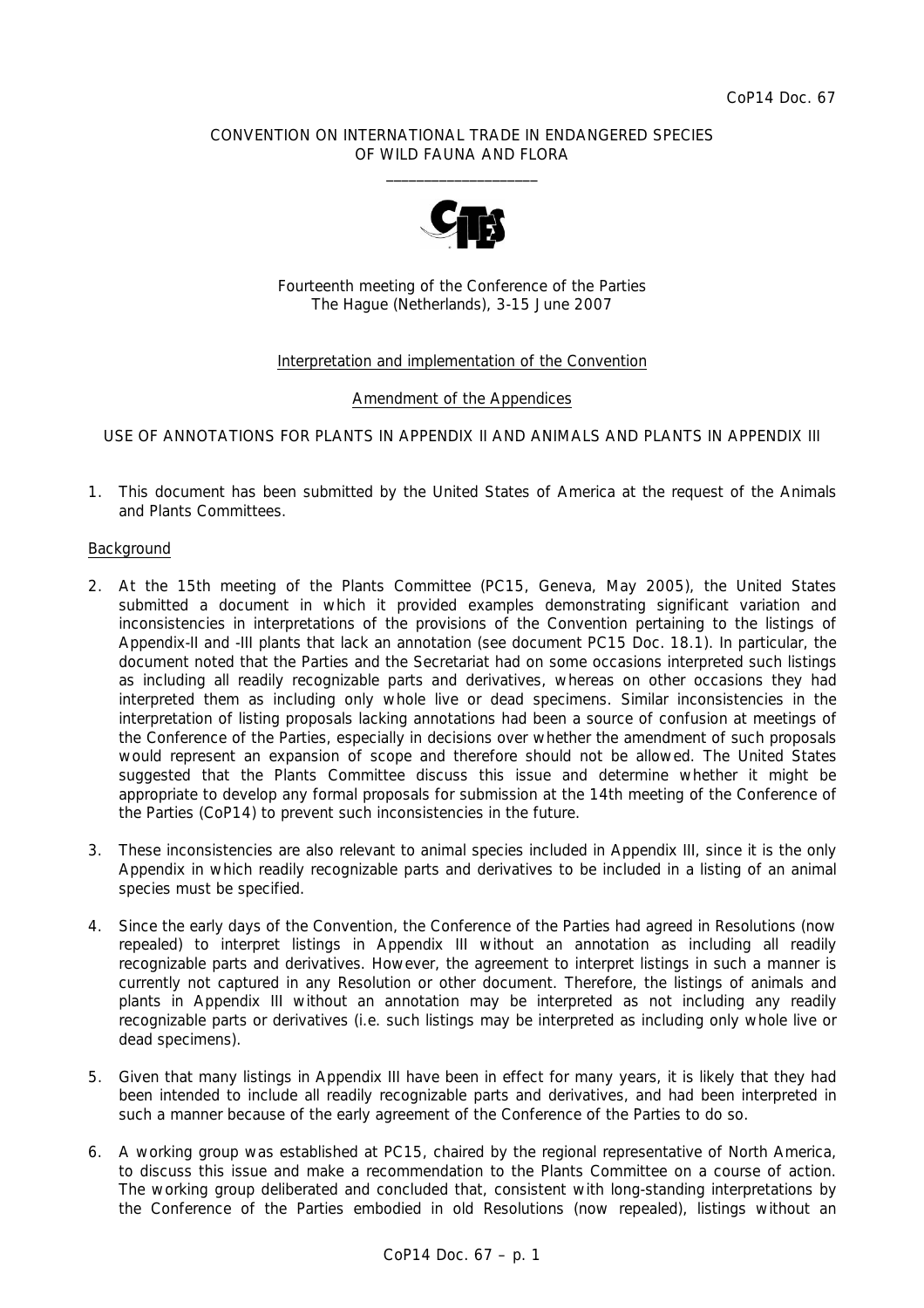CoP14 Doc. 67

CONVENTION ON INTERNATIONAL TRADE IN ENDANGERED SPECIES OF WILD FAUNA AND FLORA

\_\_\_\_\_\_\_\_\_\_\_\_\_\_\_\_\_\_\_\_

Fourteenth meeting of the Conference of the Parties
The Hague (Netherlands), 3-15 June 2007

Interpretation and implementation of the Convention

Amendment of the Appendices

USE OF ANNOTATIONS FOR PLANTS IN APPENDIX II AND ANIMALS AND PLANTS IN APPENDIX III

1. This document has been submitted by the United States of America at the request of the Animals and Plants Committees.

Background

2. At the 15th meeting of the Plants Committee (PC15, Geneva, May 2005), the United States submitted a document in which it provided examples demonstrating significant variation and inconsistencies in interpretations of the provisions of the Convention pertaining to the listings of Appendix-II and -III plants that lack an annotation (see document PC15 Doc. 18.1). In particular, the document noted that the Parties and the Secretariat had on some occasions interpreted such listings as including all readily recognizable parts and derivatives, whereas on other occasions they had interpreted them as including only whole live or dead specimens. Similar inconsistencies in the interpretation of listing proposals lacking annotations had been a source of confusion at meetings of the Conference of the Parties, especially in decisions over whether the amendment of such proposals would represent an expansion of scope and therefore should not be allowed. The United States suggested that the Plants Committee discuss this issue and determine whether it might be appropriate to develop any formal proposals for submission at the 14th meeting of the Conference of the Parties (CoP14) to prevent such inconsistencies in the future.

3. These inconsistencies are also relevant to animal species included in Appendix III, since it is the only Appendix in which readily recognizable parts and derivatives to be included in a listing of an animal species must be specified.

4. Since the early days of the Convention, the Conference of the Parties had agreed in Resolutions (now repealed) to interpret listings in Appendix III without an annotation as including all readily recognizable parts and derivatives. However, the agreement to interpret listings in such a manner is currently not captured in any Resolution or other document. Therefore, the listings of animals and plants in Appendix III without an annotation may be interpreted as not including any readily recognizable parts or derivatives (i.e. such listings may be interpreted as including only whole live or dead specimens).

5. Given that many listings in Appendix III have been in effect for many years, it is likely that they had been intended to include all readily recognizable parts and derivatives, and had been interpreted in such a manner because of the early agreement of the Conference of the Parties to do so.

6. A working group was established at PC15, chaired by the regional representative of North America, to discuss this issue and make a recommendation to the Plants Committee on a course of action. The working group deliberated and concluded that, consistent with long-standing interpretations by the Conference of the Parties embodied in old Resolutions (now repealed), listings without an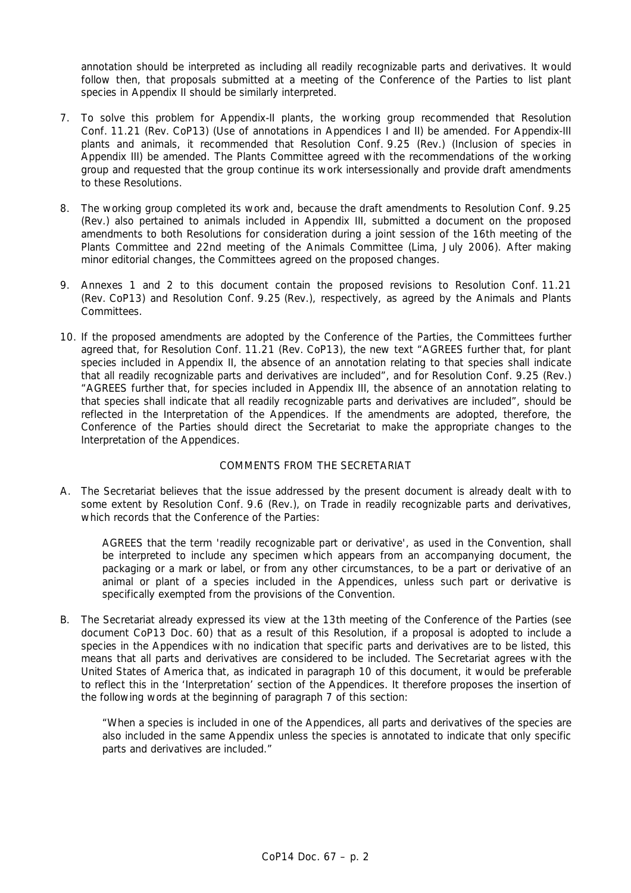annotation should be interpreted as including all readily recognizable parts and derivatives. It would follow then, that proposals submitted at a meeting of the Conference of the Parties to list plant species in Appendix II should be similarly interpreted.

7. To solve this problem for Appendix-II plants, the working group recommended that Resolution Conf. 11.21 (Rev. CoP13) (Use of annotations in Appendices I and II) be amended. For Appendix-III plants and animals, it recommended that Resolution Conf. 9.25 (Rev.) (Inclusion of species in Appendix III) be amended. The Plants Committee agreed with the recommendations of the working group and requested that the group continue its work intersessionally and provide draft amendments to these Resolutions.

8. The working group completed its work and, because the draft amendments to Resolution Conf. 9.25 (Rev.) also pertained to animals included in Appendix III, submitted a document on the proposed amendments to both Resolutions for consideration during a joint session of the 16th meeting of the Plants Committee and 22nd meeting of the Animals Committee (Lima, July 2006). After making minor editorial changes, the Committees agreed on the proposed changes.

9. Annexes 1 and 2 to this document contain the proposed revisions to Resolution Conf. 11.21 (Rev. CoP13) and Resolution Conf. 9.25 (Rev.), respectively, as agreed by the Animals and Plants Committees.

10. If the proposed amendments are adopted by the Conference of the Parties, the Committees further agreed that, for Resolution Conf. 11.21 (Rev. CoP13), the new text "AGREES further that, for plant species included in Appendix II, the absence of an annotation relating to that species shall indicate that all readily recognizable parts and derivatives are included", and for Resolution Conf. 9.25 (Rev.) "AGREES further that, for species included in Appendix III, the absence of an annotation relating to that species shall indicate that all readily recognizable parts and derivatives are included", should be reflected in the Interpretation of the Appendices. If the amendments are adopted, therefore, the Conference of the Parties should direct the Secretariat to make the appropriate changes to the Interpretation of the Appendices.

## COMMENTS FROM THE SECRETARIAT

A. The Secretariat believes that the issue addressed by the present document is already dealt with to some extent by Resolution Conf. 9.6 (Rev.), on Trade in readily recognizable parts and derivatives, which records that the Conference of the Parties:

   AGREES that the term 'readily recognizable part or derivative', as used in the Convention, shall be interpreted to include any specimen which appears from an accompanying document, the packaging or a mark or label, or from any other circumstances, to be a part or derivative of an animal or plant of a species included in the Appendices, unless such part or derivative is specifically exempted from the provisions of the Convention.

B. The Secretariat already expressed its view at the 13th meeting of the Conference of the Parties (see document CoP13 Doc. 60) that as a result of this Resolution, if a proposal is adopted to include a species in the Appendices with no indication that specific parts and derivatives are to be listed, this means that all parts and derivatives are considered to be included. The Secretariat agrees with the United States of America that, as indicated in paragraph 10 of this document, it would be preferable to reflect this in the 'Interpretation' section of the Appendices. It therefore proposes the insertion of the following words at the beginning of paragraph 7 of this section:

   "When a species is included in one of the Appendices, all parts and derivatives of the species are also included in the same Appendix unless the species is annotated to indicate that only specific parts and derivatives are included."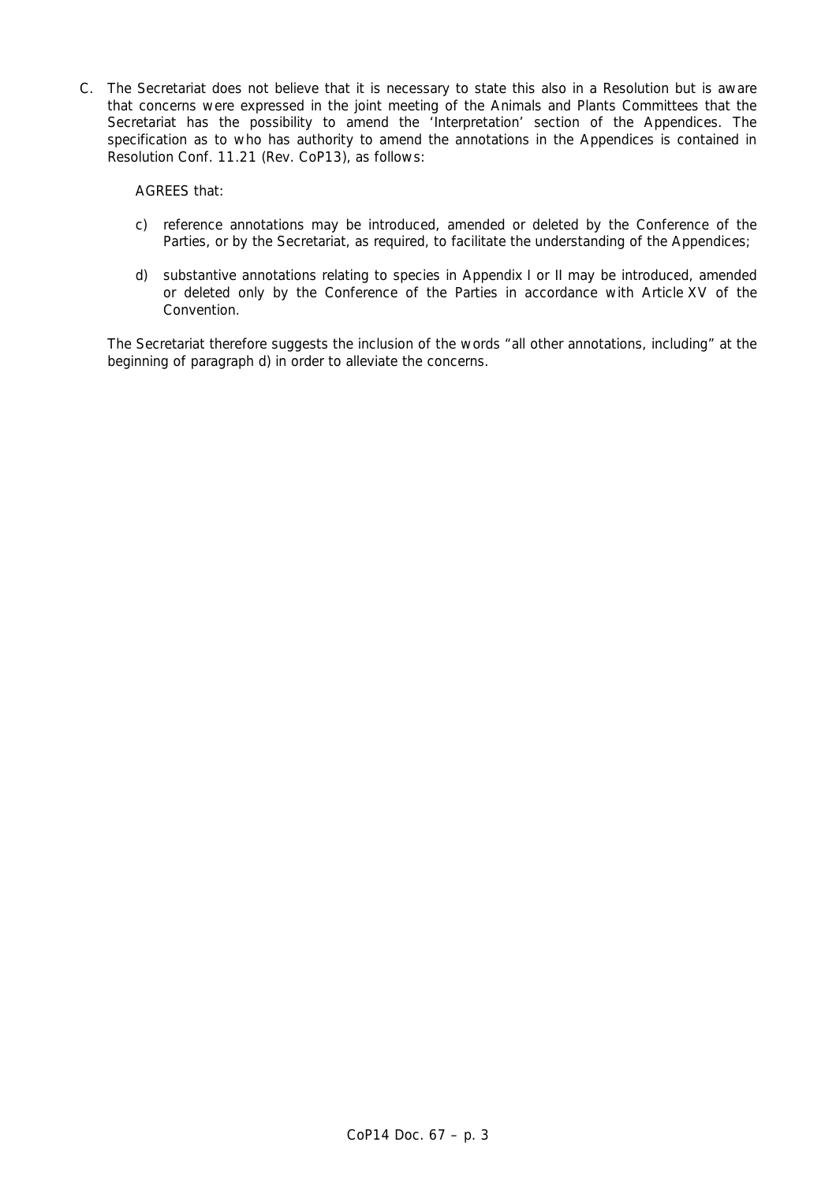C. The Secretariat does not believe that it is necessary to state this also in a Resolution but is aware that concerns were expressed in the joint meeting of the Animals and Plants Committees that the Secretariat has the possibility to amend the 'Interpretation' section of the Appendices. The specification as to who has authority to amend the annotations in the Appendices is contained in Resolution Conf. 11.21 (Rev. CoP13), as follows:

   AGREES that:

   c) reference annotations may be introduced, amended or deleted by the Conference of the Parties, or by the Secretariat, as required, to facilitate the understanding of the Appendices;

   d) substantive annotations relating to species in Appendix I or II may be introduced, amended or deleted only by the Conference of the Parties in accordance with Article XV of the Convention.

   The Secretariat therefore suggests the inclusion of the words "all other annotations, including" at the beginning of paragraph d) in order to alleviate the concerns.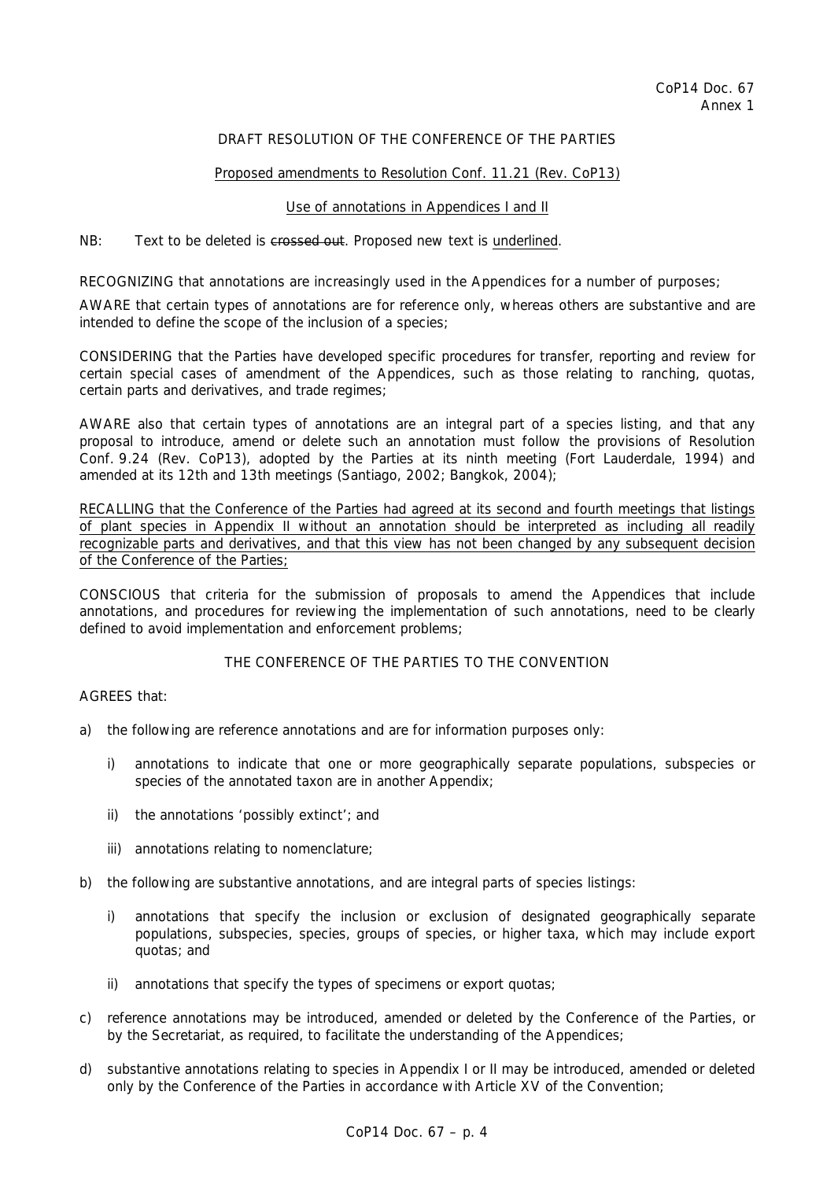CoP14 Doc. 67
Annex 1

DRAFT RESOLUTION OF THE CONFERENCE OF THE PARTIES

<u>Proposed amendments to Resolution Conf. 11.21 (Rev. CoP13)</u>

<u>Use of annotations in Appendices I and II</u>

NB: Text to be deleted is ~~crossed out~~. Proposed new text is <u>underlined</u>.

RECOGNIZING that annotations are increasingly used in the Appendices for a number of purposes;

AWARE that certain types of annotations are for reference only, whereas others are substantive and are intended to define the scope of the inclusion of a species;

CONSIDERING that the Parties have developed specific procedures for transfer, reporting and review for certain special cases of amendment of the Appendices, such as those relating to ranching, quotas, certain parts and derivatives, and trade regimes;

AWARE also that certain types of annotations are an integral part of a species listing, and that any proposal to introduce, amend or delete such an annotation must follow the provisions of Resolution Conf. 9.24 (Rev. CoP13), adopted by the Parties at its ninth meeting (Fort Lauderdale, 1994) and amended at its 12th and 13th meetings (Santiago, 2002; Bangkok, 2004);

<u>RECALLING that the Conference of the Parties had agreed at its second and fourth meetings that listings of plant species in Appendix II without an annotation should be interpreted as including all readily recognizable parts and derivatives, and that this view has not been changed by any subsequent decision of the Conference of the Parties;</u>

CONSCIOUS that criteria for the submission of proposals to amend the Appendices that include annotations, and procedures for reviewing the implementation of such annotations, need to be clearly defined to avoid implementation and enforcement problems;

THE CONFERENCE OF THE PARTIES TO THE CONVENTION

AGREES that:

a) the following are reference annotations and are for information purposes only:

   i) annotations to indicate that one or more geographically separate populations, subspecies or species of the annotated taxon are in another Appendix;

   ii) the annotations 'possibly extinct'; and

   iii) annotations relating to nomenclature;

b) the following are substantive annotations, and are integral parts of species listings:

   i) annotations that specify the inclusion or exclusion of designated geographically separate populations, subspecies, species, groups of species, or higher taxa, which may include export quotas; and

   ii) annotations that specify the types of specimens or export quotas;

c) reference annotations may be introduced, amended or deleted by the Conference of the Parties, or by the Secretariat, as required, to facilitate the understanding of the Appendices;

d) substantive annotations relating to species in Appendix I or II may be introduced, amended or deleted only by the Conference of the Parties in accordance with Article XV of the Convention;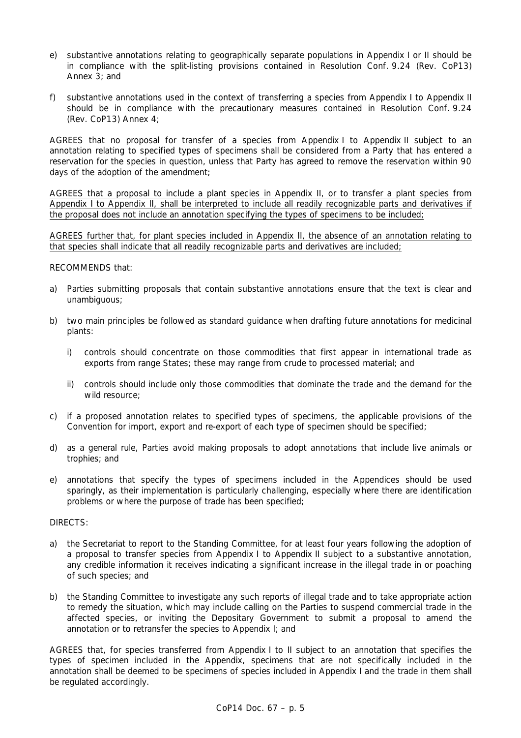e) substantive annotations relating to geographically separate populations in Appendix I or II should be in compliance with the split-listing provisions contained in Resolution Conf. 9.24 (Rev. CoP13) Annex 3; and

f) substantive annotations used in the context of transferring a species from Appendix I to Appendix II should be in compliance with the precautionary measures contained in Resolution Conf. 9.24 (Rev. CoP13) Annex 4;

AGREES that no proposal for transfer of a species from Appendix I to Appendix II subject to an annotation relating to specified types of specimens shall be considered from a Party that has entered a reservation for the species in question, unless that Party has agreed to remove the reservation within 90 days of the adoption of the amendment;

<u>AGREES that a proposal to include a plant species in Appendix II, or to transfer a plant species from Appendix I to Appendix II, shall be interpreted to include all readily recognizable parts and derivatives if the proposal does not include an annotation specifying the types of specimens to be included;</u>

<u>AGREES further that, for plant species included in Appendix II, the absence of an annotation relating to that species shall indicate that all readily recognizable parts and derivatives are included;</u>

RECOMMENDS that:

a) Parties submitting proposals that contain substantive annotations ensure that the text is clear and unambiguous;

b) two main principles be followed as standard guidance when drafting future annotations for medicinal plants:

   i) controls should concentrate on those commodities that first appear in international trade as exports from range States; these may range from crude to processed material; and

   ii) controls should include only those commodities that dominate the trade and the demand for the wild resource;

c) if a proposed annotation relates to specified types of specimens, the applicable provisions of the Convention for import, export and re-export of each type of specimen should be specified;

d) as a general rule, Parties avoid making proposals to adopt annotations that include live animals or trophies; and

e) annotations that specify the types of specimens included in the Appendices should be used sparingly, as their implementation is particularly challenging, especially where there are identification problems or where the purpose of trade has been specified;

DIRECTS:

a) the Secretariat to report to the Standing Committee, for at least four years following the adoption of a proposal to transfer species from Appendix I to Appendix II subject to a substantive annotation, any credible information it receives indicating a significant increase in the illegal trade in or poaching of such species; and

b) the Standing Committee to investigate any such reports of illegal trade and to take appropriate action to remedy the situation, which may include calling on the Parties to suspend commercial trade in the affected species, or inviting the Depositary Government to submit a proposal to amend the annotation or to retransfer the species to Appendix I; and

AGREES that, for species transferred from Appendix I to II subject to an annotation that specifies the types of specimen included in the Appendix, specimens that are not specifically included in the annotation shall be deemed to be specimens of species included in Appendix I and the trade in them shall be regulated accordingly.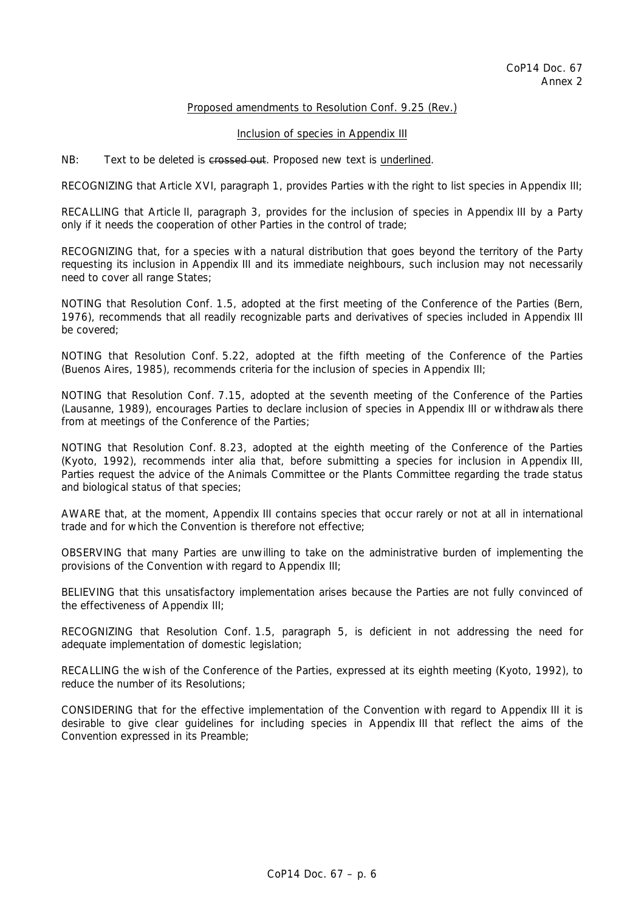CoP14 Doc. 67
Annex 2

Proposed amendments to Resolution Conf. 9.25 (Rev.)

Inclusion of species in Appendix III

NB: Text to be deleted is ~~crossed out~~. Proposed new text is underlined.

RECOGNIZING that Article XVI, paragraph 1, provides Parties with the right to list species in Appendix III;

RECALLING that Article II, paragraph 3, provides for the inclusion of species in Appendix III by a Party only if it needs the cooperation of other Parties in the control of trade;

RECOGNIZING that, for a species with a natural distribution that goes beyond the territory of the Party requesting its inclusion in Appendix III and its immediate neighbours, such inclusion may not necessarily need to cover all range States;

NOTING that Resolution Conf. 1.5, adopted at the first meeting of the Conference of the Parties (Bern, 1976), recommends that all readily recognizable parts and derivatives of species included in Appendix III be covered;

NOTING that Resolution Conf. 5.22, adopted at the fifth meeting of the Conference of the Parties (Buenos Aires, 1985), recommends criteria for the inclusion of species in Appendix III;

NOTING that Resolution Conf. 7.15, adopted at the seventh meeting of the Conference of the Parties (Lausanne, 1989), encourages Parties to declare inclusion of species in Appendix III or withdrawals there from at meetings of the Conference of the Parties;

NOTING that Resolution Conf. 8.23, adopted at the eighth meeting of the Conference of the Parties (Kyoto, 1992), recommends inter alia that, before submitting a species for inclusion in Appendix III, Parties request the advice of the Animals Committee or the Plants Committee regarding the trade status and biological status of that species;

AWARE that, at the moment, Appendix III contains species that occur rarely or not at all in international trade and for which the Convention is therefore not effective;

OBSERVING that many Parties are unwilling to take on the administrative burden of implementing the provisions of the Convention with regard to Appendix III;

BELIEVING that this unsatisfactory implementation arises because the Parties are not fully convinced of the effectiveness of Appendix III;

RECOGNIZING that Resolution Conf. 1.5, paragraph 5, is deficient in not addressing the need for adequate implementation of domestic legislation;

RECALLING the wish of the Conference of the Parties, expressed at its eighth meeting (Kyoto, 1992), to reduce the number of its Resolutions;

CONSIDERING that for the effective implementation of the Convention with regard to Appendix III it is desirable to give clear guidelines for including species in Appendix III that reflect the aims of the Convention expressed in its Preamble;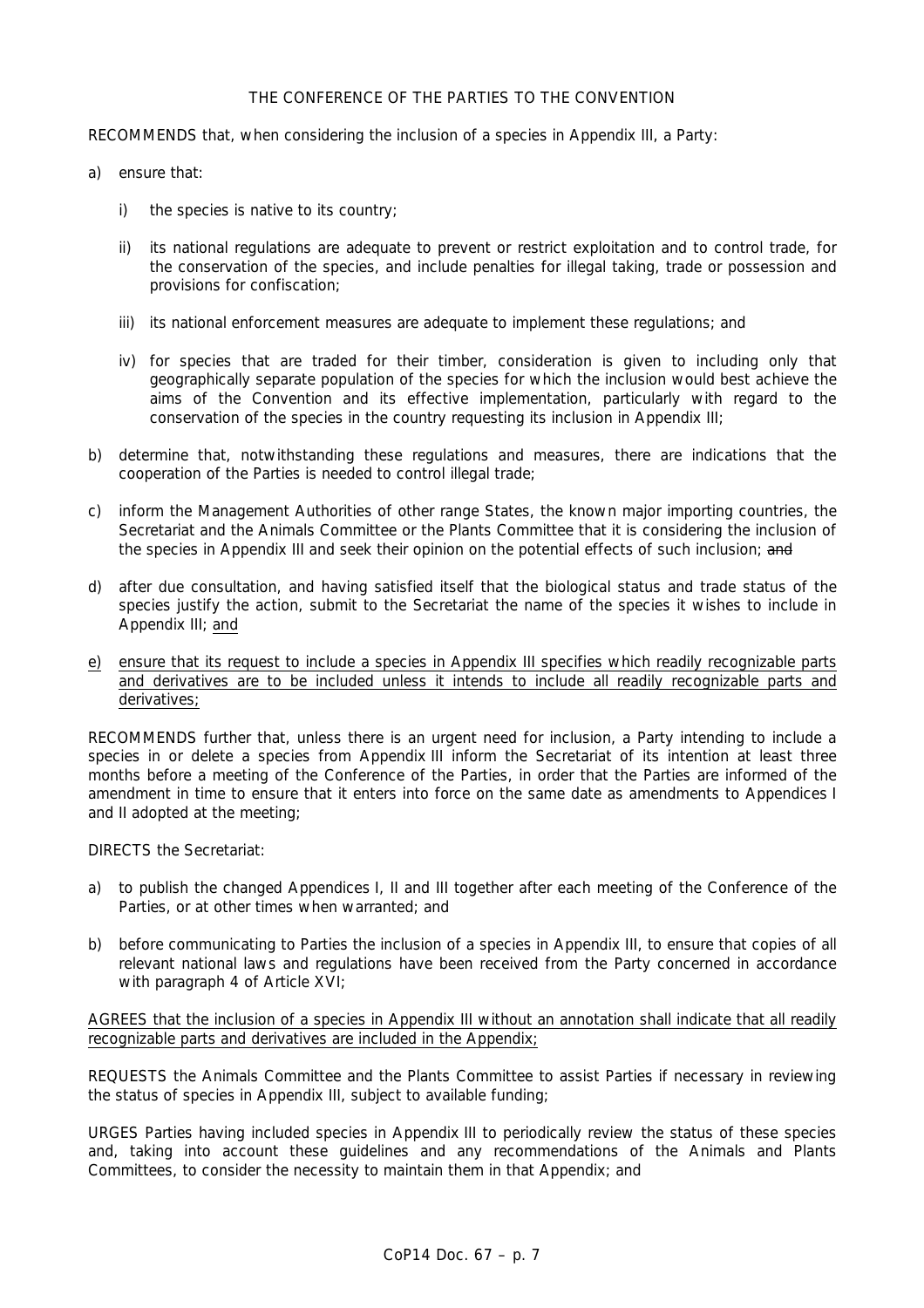THE CONFERENCE OF THE PARTIES TO THE CONVENTION

RECOMMENDS that, when considering the inclusion of a species in Appendix III, a Party:

a) ensure that:

   i) the species is native to its country;

   ii) its national regulations are adequate to prevent or restrict exploitation and to control trade, for the conservation of the species, and include penalties for illegal taking, trade or possession and provisions for confiscation;

   iii) its national enforcement measures are adequate to implement these regulations; and

   iv) for species that are traded for their timber, consideration is given to including only that geographically separate population of the species for which the inclusion would best achieve the aims of the Convention and its effective implementation, particularly with regard to the conservation of the species in the country requesting its inclusion in Appendix III;

b) determine that, notwithstanding these regulations and measures, there are indications that the cooperation of the Parties is needed to control illegal trade;

c) inform the Management Authorities of other range States, the known major importing countries, the Secretariat and the Animals Committee or the Plants Committee that it is considering the inclusion of the species in Appendix III and seek their opinion on the potential effects of such inclusion; ~~and~~

d) after due consultation, and having satisfied itself that the biological status and trade status of the species justify the action, submit to the Secretariat the name of the species it wishes to include in Appendix III; <u>and</u>

<u>e) ensure that its request to include a species in Appendix III specifies which readily recognizable parts and derivatives are to be included unless it intends to include all readily recognizable parts and derivatives;</u>

RECOMMENDS further that, unless there is an urgent need for inclusion, a Party intending to include a species in or delete a species from Appendix III inform the Secretariat of its intention at least three months before a meeting of the Conference of the Parties, in order that the Parties are informed of the amendment in time to ensure that it enters into force on the same date as amendments to Appendices I and II adopted at the meeting;

DIRECTS the Secretariat:

a) to publish the changed Appendices I, II and III together after each meeting of the Conference of the Parties, or at other times when warranted; and

b) before communicating to Parties the inclusion of a species in Appendix III, to ensure that copies of all relevant national laws and regulations have been received from the Party concerned in accordance with paragraph 4 of Article XVI;

<u>AGREES that the inclusion of a species in Appendix III without an annotation shall indicate that all readily recognizable parts and derivatives are included in the Appendix;</u>

REQUESTS the Animals Committee and the Plants Committee to assist Parties if necessary in reviewing the status of species in Appendix III, subject to available funding;

URGES Parties having included species in Appendix III to periodically review the status of these species and, taking into account these guidelines and any recommendations of the Animals and Plants Committees, to consider the necessity to maintain them in that Appendix; and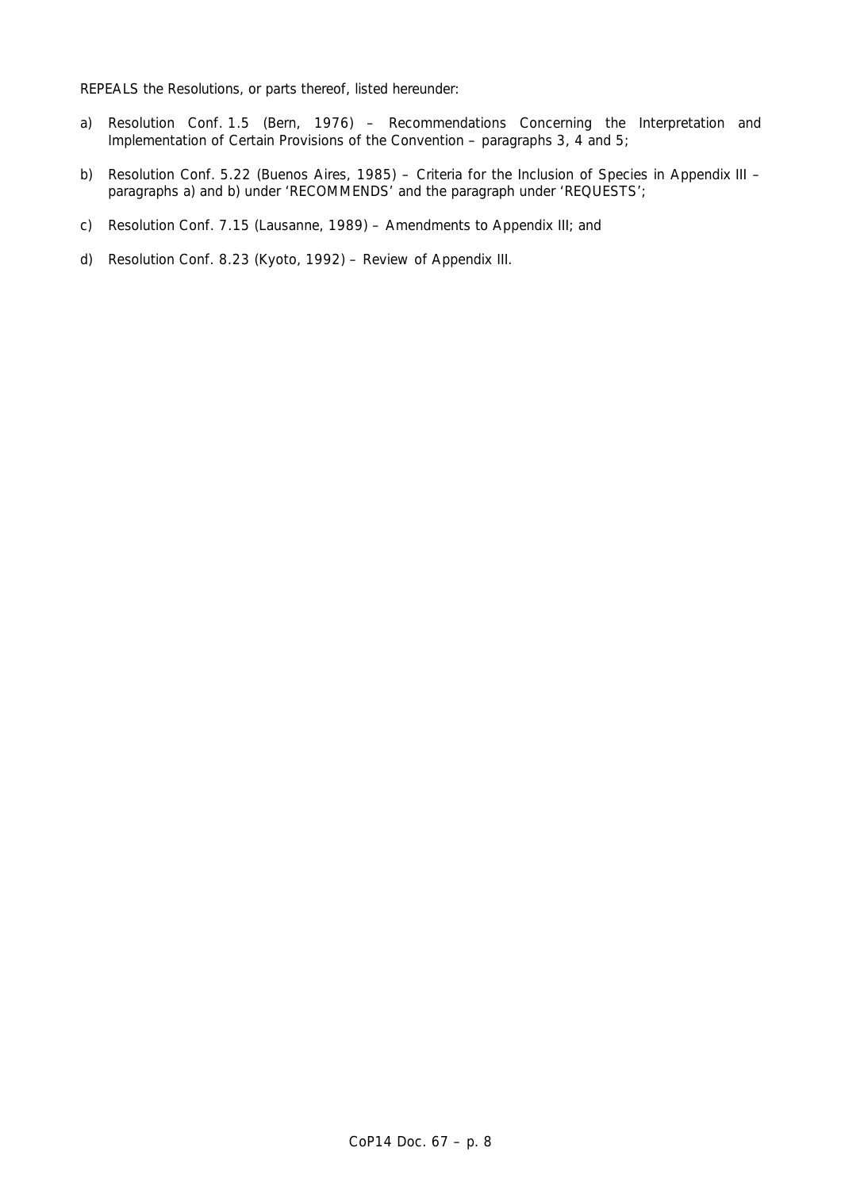REPEALS the Resolutions, or parts thereof, listed hereunder:

a) Resolution Conf. 1.5 (Bern, 1976) – Recommendations Concerning the Interpretation and Implementation of Certain Provisions of the Convention – paragraphs 3, 4 and 5;

b) Resolution Conf. 5.22 (Buenos Aires, 1985) – Criteria for the Inclusion of Species in Appendix III – paragraphs a) and b) under 'RECOMMENDS' and the paragraph under 'REQUESTS';

c) Resolution Conf. 7.15 (Lausanne, 1989) – Amendments to Appendix III; and

d) Resolution Conf. 8.23 (Kyoto, 1992) – Review of Appendix III.